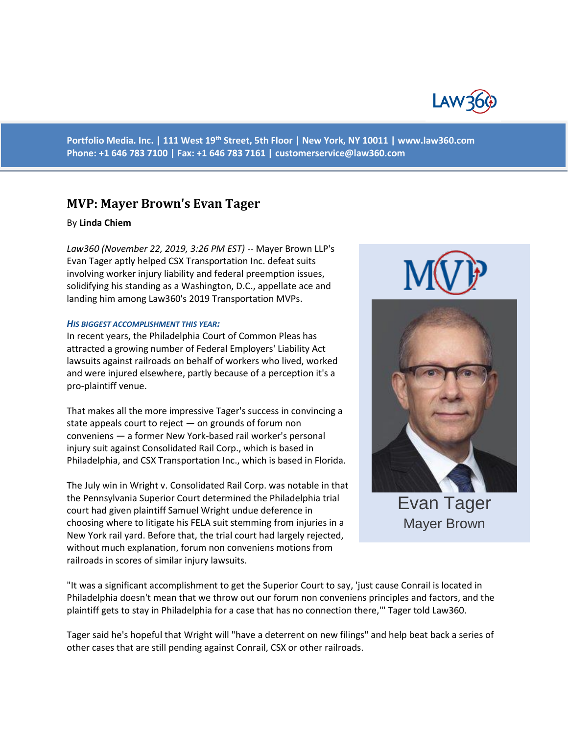Portfolio Media. Inc. | 111 West 19th Street, 5th Floor | New York, NY 10011 | www.law360.com
Phone: +1 646 783 7100 | Fax: +1 646 783 7161 | customerservice@law360.com

# MVP: Mayer Brown's Evan Tager

By **Linda Chiem**

*Law360 (November 22, 2019, 3:26 PM EST)* -- Mayer Brown LLP's Evan Tager aptly helped CSX Transportation Inc. defeat suits involving worker injury liability and federal preemption issues, solidifying his standing as a Washington, D.C., appellate ace and landing him among Law360's 2019 Transportation MVPs.

Evan Tager
Mayer Brown

***His Biggest Accomplishment This Year:***

In recent years, the Philadelphia Court of Common Pleas has attracted a growing number of Federal Employers' Liability Act lawsuits against railroads on behalf of workers who lived, worked and were injured elsewhere, partly because of a perception it's a pro-plaintiff venue.

That makes all the more impressive Tager's success in convincing a state appeals court to reject — on grounds of forum non conveniens — a former New York-based rail worker's personal injury suit against Consolidated Rail Corp., which is based in Philadelphia, and CSX Transportation Inc., which is based in Florida.

The July win in Wright v. Consolidated Rail Corp. was notable in that the Pennsylvania Superior Court determined the Philadelphia trial court had given plaintiff Samuel Wright undue deference in choosing where to litigate his FELA suit stemming from injuries in a New York rail yard. Before that, the trial court had largely rejected, without much explanation, forum non conveniens motions from railroads in scores of similar injury lawsuits.

"It was a significant accomplishment to get the Superior Court to say, 'just cause Conrail is located in Philadelphia doesn't mean that we throw out our forum non conveniens principles and factors, and the plaintiff gets to stay in Philadelphia for a case that has no connection there,'" Tager told Law360.

Tager said he's hopeful that Wright will "have a deterrent on new filings" and help beat back a series of other cases that are still pending against Conrail, CSX or other railroads.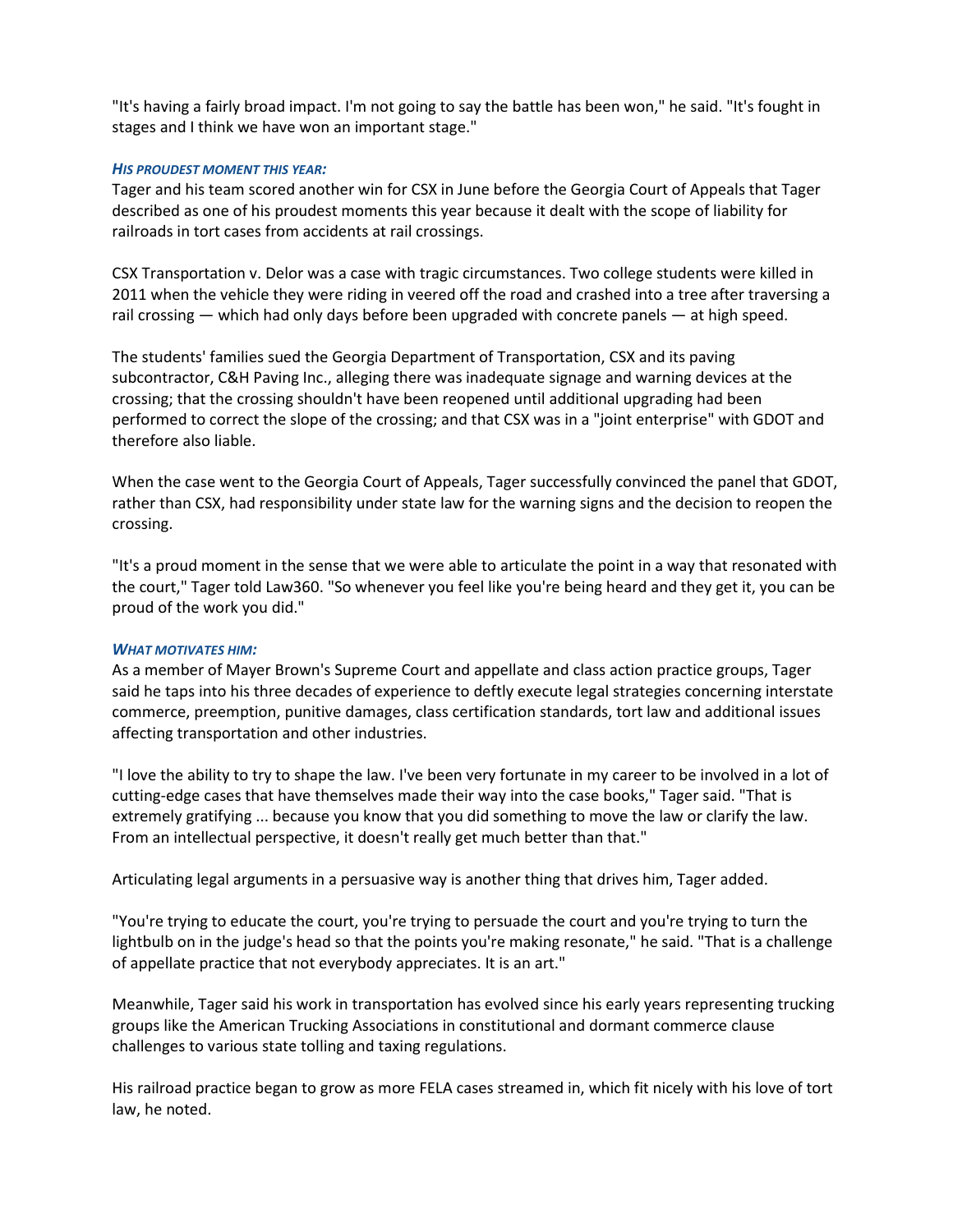"It's having a fairly broad impact. I'm not going to say the battle has been won," he said. "It's fought in stages and I think we have won an important stage."

***HIS PROUDEST MOMENT THIS YEAR:***

Tager and his team scored another win for CSX in June before the Georgia Court of Appeals that Tager described as one of his proudest moments this year because it dealt with the scope of liability for railroads in tort cases from accidents at rail crossings.

CSX Transportation v. Delor was a case with tragic circumstances. Two college students were killed in 2011 when the vehicle they were riding in veered off the road and crashed into a tree after traversing a rail crossing — which had only days before been upgraded with concrete panels — at high speed.

The students' families sued the Georgia Department of Transportation, CSX and its paving subcontractor, C&H Paving Inc., alleging there was inadequate signage and warning devices at the crossing; that the crossing shouldn't have been reopened until additional upgrading had been performed to correct the slope of the crossing; and that CSX was in a "joint enterprise" with GDOT and therefore also liable.

When the case went to the Georgia Court of Appeals, Tager successfully convinced the panel that GDOT, rather than CSX, had responsibility under state law for the warning signs and the decision to reopen the crossing.

"It's a proud moment in the sense that we were able to articulate the point in a way that resonated with the court," Tager told Law360. "So whenever you feel like you're being heard and they get it, you can be proud of the work you did."

***WHAT MOTIVATES HIM:***

As a member of Mayer Brown's Supreme Court and appellate and class action practice groups, Tager said he taps into his three decades of experience to deftly execute legal strategies concerning interstate commerce, preemption, punitive damages, class certification standards, tort law and additional issues affecting transportation and other industries.

"I love the ability to try to shape the law. I've been very fortunate in my career to be involved in a lot of cutting-edge cases that have themselves made their way into the case books," Tager said. "That is extremely gratifying ... because you know that you did something to move the law or clarify the law. From an intellectual perspective, it doesn't really get much better than that."

Articulating legal arguments in a persuasive way is another thing that drives him, Tager added.

"You're trying to educate the court, you're trying to persuade the court and you're trying to turn the lightbulb on in the judge's head so that the points you're making resonate," he said. "That is a challenge of appellate practice that not everybody appreciates. It is an art."

Meanwhile, Tager said his work in transportation has evolved since his early years representing trucking groups like the American Trucking Associations in constitutional and dormant commerce clause challenges to various state tolling and taxing regulations.

His railroad practice began to grow as more FELA cases streamed in, which fit nicely with his love of tort law, he noted.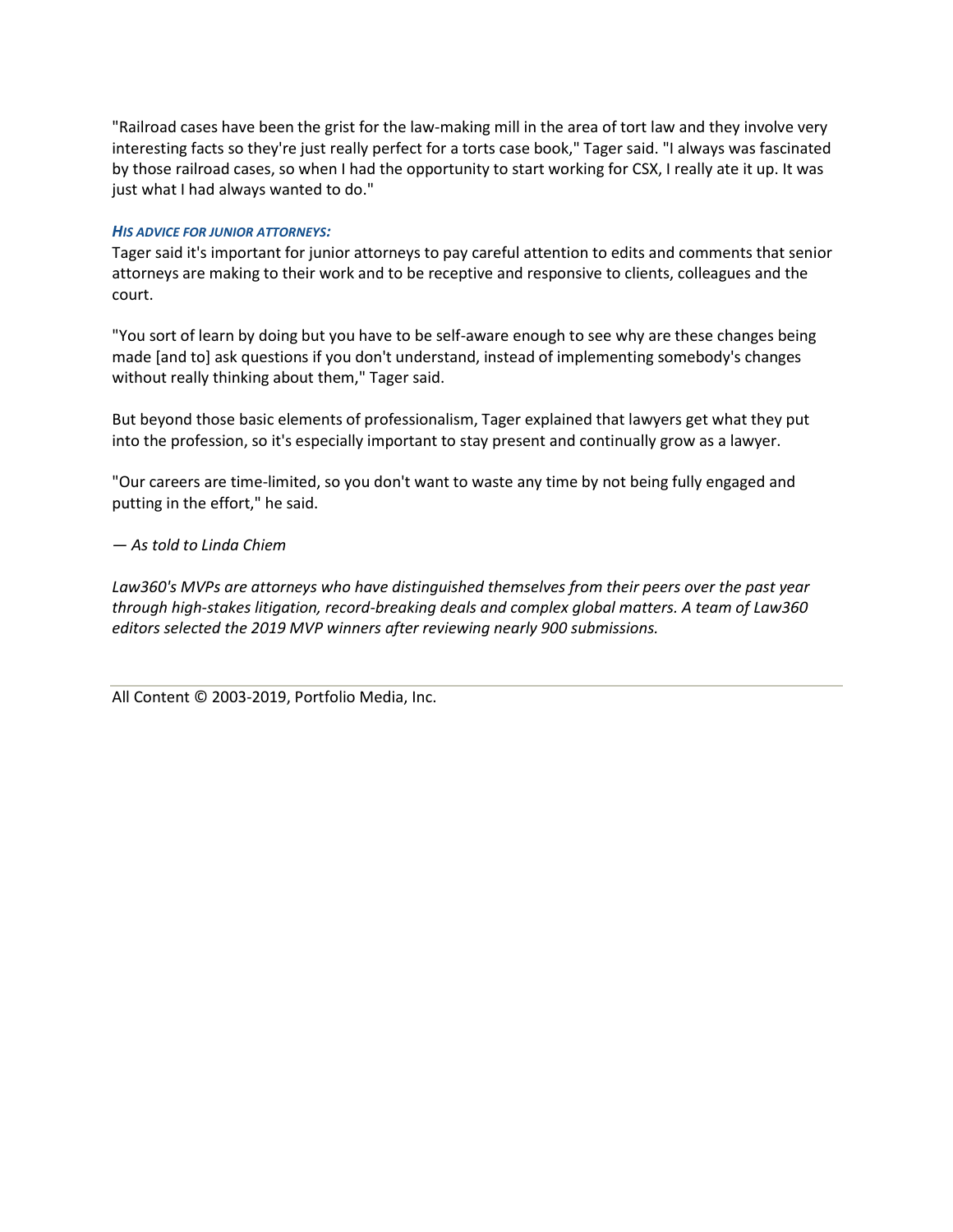"Railroad cases have been the grist for the law-making mill in the area of tort law and they involve very interesting facts so they're just really perfect for a torts case book," Tager said. "I always was fascinated by those railroad cases, so when I had the opportunity to start working for CSX, I really ate it up. It was just what I had always wanted to do."

***HIS ADVICE FOR JUNIOR ATTORNEYS:***

Tager said it's important for junior attorneys to pay careful attention to edits and comments that senior attorneys are making to their work and to be receptive and responsive to clients, colleagues and the court.

"You sort of learn by doing but you have to be self-aware enough to see why are these changes being made [and to] ask questions if you don't understand, instead of implementing somebody's changes without really thinking about them," Tager said.

But beyond those basic elements of professionalism, Tager explained that lawyers get what they put into the profession, so it's especially important to stay present and continually grow as a lawyer.

"Our careers are time-limited, so you don't want to waste any time by not being fully engaged and putting in the effort," he said.

*— As told to Linda Chiem*

*Law360's MVPs are attorneys who have distinguished themselves from their peers over the past year through high-stakes litigation, record-breaking deals and complex global matters. A team of Law360 editors selected the 2019 MVP winners after reviewing nearly 900 submissions.*

---

All Content © 2003-2019, Portfolio Media, Inc.